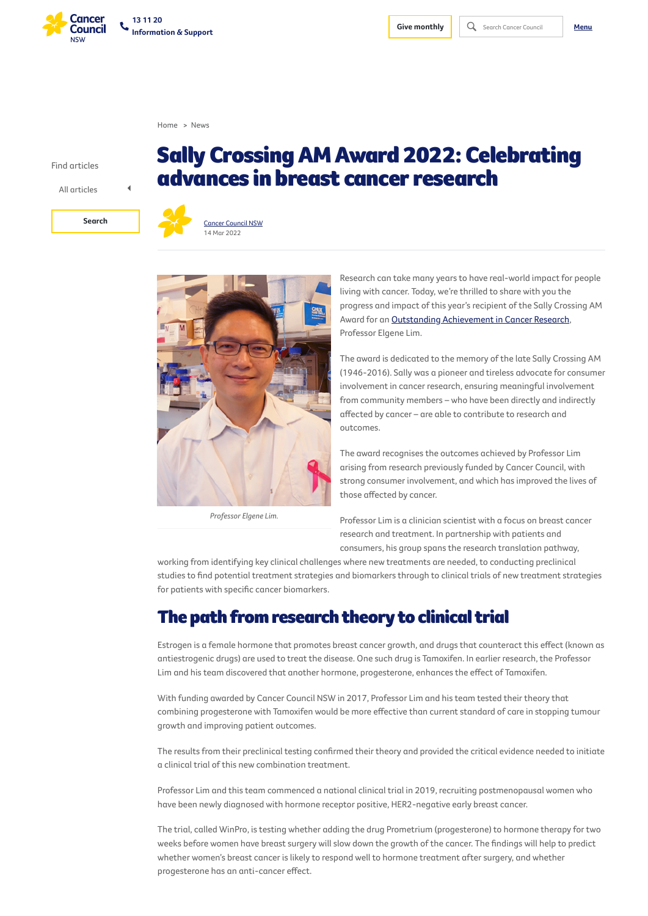Home > News

# Sally Crossing AM Award 2022: Celebrating advances in breast cancer research

Cancer Council NSW
14 Mar 2022

Professor Elgene Lim.

Research can take many years to have real-world impact for people living with cancer. Today, we're thrilled to share with you the progress and impact of this year's recipient of the Sally Crossing AM Award for an Outstanding Achievement in Cancer Research, Professor Elgene Lim.

The award is dedicated to the memory of the late Sally Crossing AM (1946-2016). Sally was a pioneer and tireless advocate for consumer involvement in cancer research, ensuring meaningful involvement from community members – who have been directly and indirectly affected by cancer – are able to contribute to research and outcomes.

The award recognises the outcomes achieved by Professor Lim arising from research previously funded by Cancer Council, with strong consumer involvement, and which has improved the lives of those affected by cancer.

Professor Lim is a clinician scientist with a focus on breast cancer research and treatment. In partnership with patients and consumers, his group spans the research translation pathway, working from identifying key clinical challenges where new treatments are needed, to conducting preclinical studies to find potential treatment strategies and biomarkers through to clinical trials of new treatment strategies for patients with specific cancer biomarkers.

## The path from research theory to clinical trial

Estrogen is a female hormone that promotes breast cancer growth, and drugs that counteract this effect (known as antiestrogenic drugs) are used to treat the disease. One such drug is Tamoxifen. In earlier research, the Professor Lim and his team discovered that another hormone, progesterone, enhances the effect of Tamoxifen.

With funding awarded by Cancer Council NSW in 2017, Professor Lim and his team tested their theory that combining progesterone with Tamoxifen would be more effective than current standard of care in stopping tumour growth and improving patient outcomes.

The results from their preclinical testing confirmed their theory and provided the critical evidence needed to initiate a clinical trial of this new combination treatment.

Professor Lim and this team commenced a national clinical trial in 2019, recruiting postmenopausal women who have been newly diagnosed with hormone receptor positive, HER2-negative early breast cancer.

The trial, called WinPro, is testing whether adding the drug Prometrium (progesterone) to hormone therapy for two weeks before women have breast surgery will slow down the growth of the cancer. The findings will help to predict whether women's breast cancer is likely to respond well to hormone treatment after surgery, and whether progesterone has an anti-cancer effect.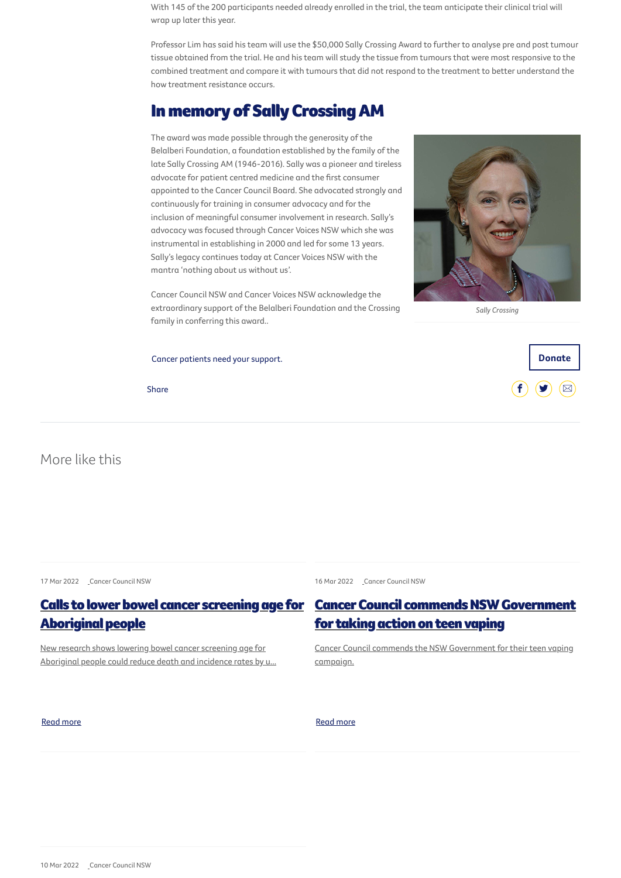With 145 of the 200 participants needed already enrolled in the trial, the team anticipate their clinical trial will wrap up later this year.

Professor Lim has said his team will use the $50,000 Sally Crossing Award to further to analyse pre and post tumour tissue obtained from the trial. He and his team will study the tissue from tumours that were most responsive to the combined treatment and compare it with tumours that did not respond to the treatment to better understand the how treatment resistance occurs.

## In memory of Sally Crossing AM

The award was made possible through the generosity of the Belalberi Foundation, a foundation established by the family of the late Sally Crossing AM (1946-2016). Sally was a pioneer and tireless advocate for patient centred medicine and the first consumer appointed to the Cancer Council Board. She advocated strongly and continuously for training in consumer advocacy and for the inclusion of meaningful consumer involvement in research. Sally's advocacy was focused through Cancer Voices NSW which she was instrumental in establishing in 2000 and led for some 13 years. Sally's legacy continues today at Cancer Voices NSW with the mantra 'nothing about us without us'.

*Sally Crossing*

Cancer Council NSW and Cancer Voices NSW acknowledge the extraordinary support of the Belalberi Foundation and the Crossing family in conferring this award..

Cancer patients need your support.

**Donate**

Share

More like this

17 Mar 2022 Cancer Council NSW

### Calls to lower bowel cancer screening age for Aboriginal people

New research shows lowering bowel cancer screening age for Aboriginal people could reduce death and incidence rates by u...

Read more

16 Mar 2022 Cancer Council NSW

### Cancer Council commends NSW Government for taking action on teen vaping

Cancer Council commends the NSW Government for their teen vaping campaign.

Read more

10 Mar 2022 Cancer Council NSW